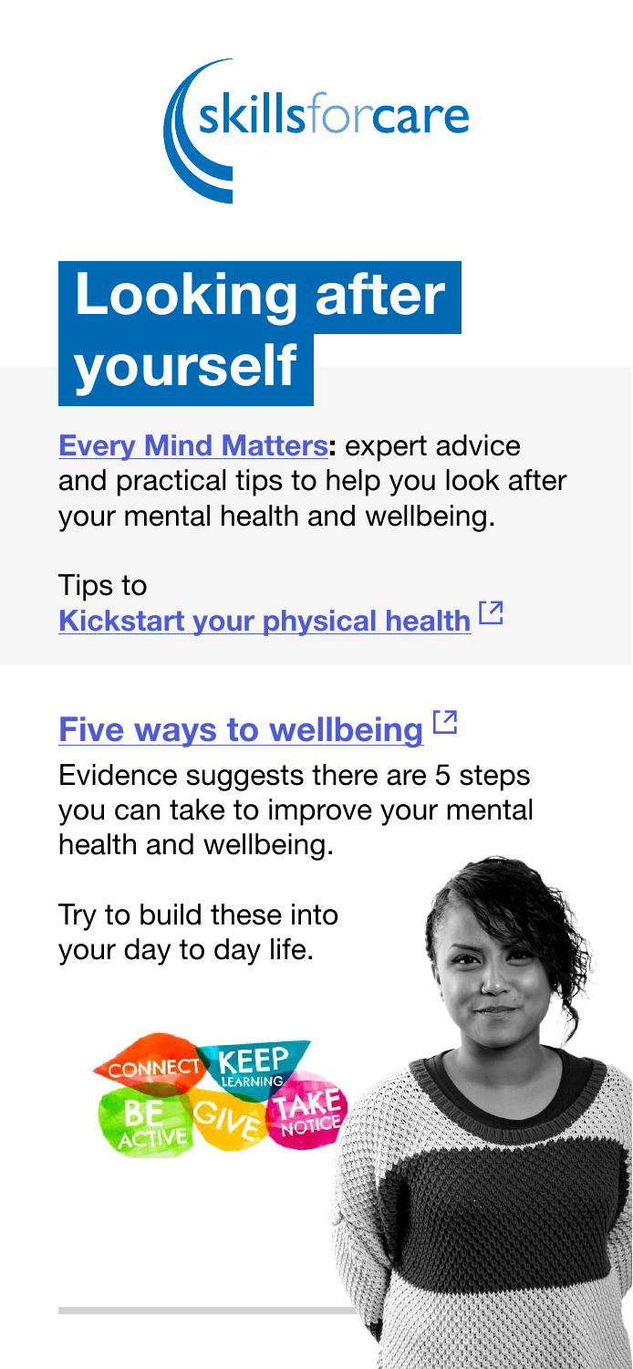skillsforcare

# Looking after yourself

**Every Mind Matters:** expert advice and practical tips to help you look after your mental health and wellbeing.

Tips to
**Kickstart your physical health**

## Five ways to wellbeing

Evidence suggests there are 5 steps you can take to improve your mental health and wellbeing.

Try to build these into your day to day life.

CONNECT KEEP LEARNING BE ACTIVE GIVE TAKE NOTICE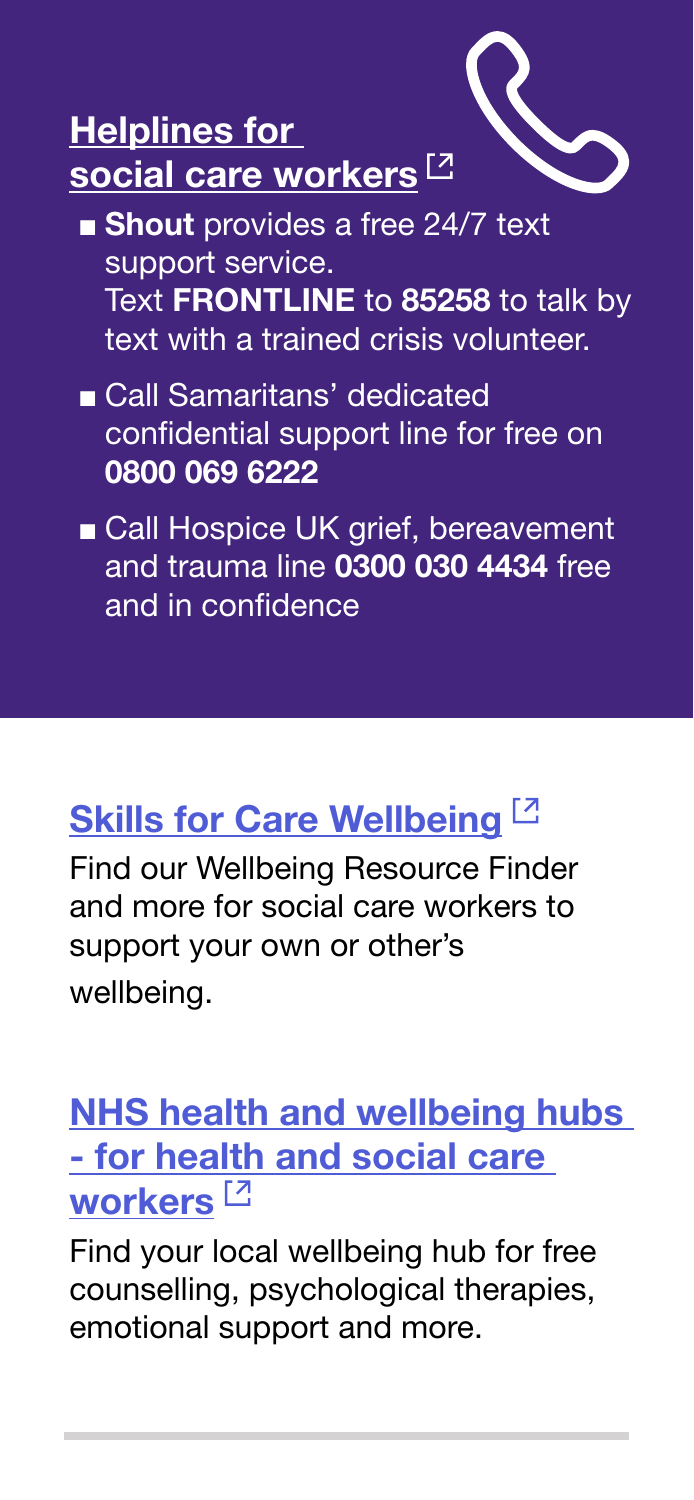## Helplines for social care workers

- **Shout** provides a free 24/7 text support service. Text **FRONTLINE** to **85258** to talk by text with a trained crisis volunteer.
- Call Samaritans' dedicated confidential support line for free on **0800 069 6222**
- Call Hospice UK grief, bereavement and trauma line **0300 030 4434** free and in confidence

## Skills for Care Wellbeing

Find our Wellbeing Resource Finder and more for social care workers to support your own or other's wellbeing.

## NHS health and wellbeing hubs - for health and social care workers

Find your local wellbeing hub for free counselling, psychological therapies, emotional support and more.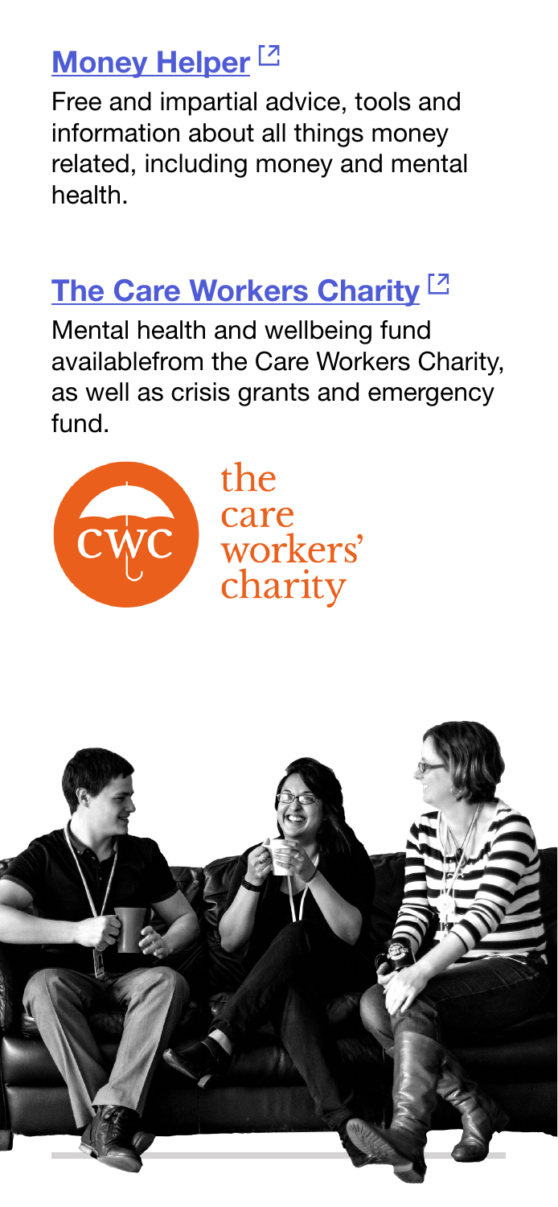## [Money Helper]

Free and impartial advice, tools and information about all things money related, including money and mental health.

## [The Care Workers Charity]

Mental health and wellbeing fund availablefrom the Care Workers Charity, as well as crisis grants and emergency fund.